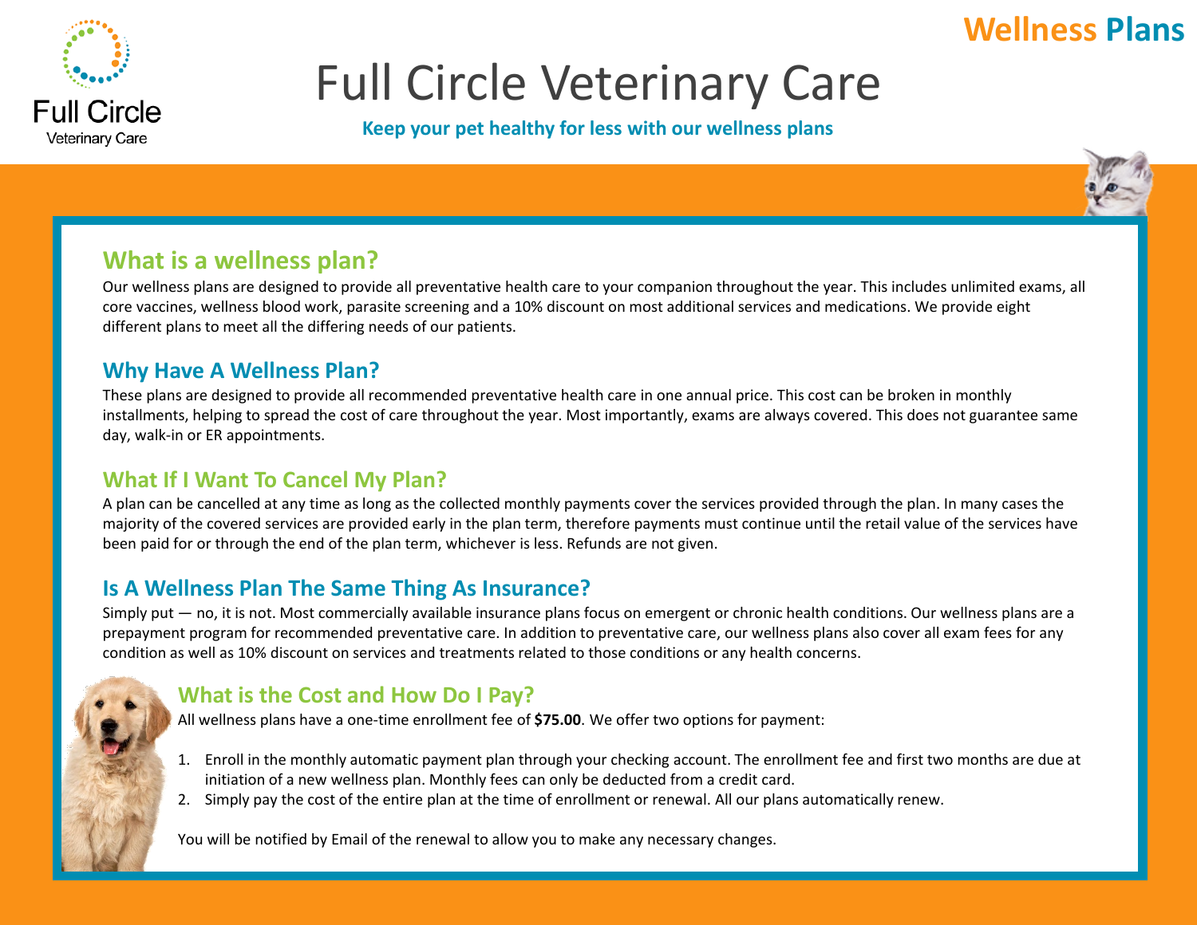# Full Circle Veterinary Care

**Wellness Plans**

**Keep your pet healthy for less with our wellness plans**

## What is a wellness plan?

Our wellness plans are designed to provide all preventative health care to your companion throughout the year. This includes unlimited exams, all core vaccines, wellness blood work, parasite screening and a 10% discount on most additional services and medications. We provide eight different plans to meet all the differing needs of our patients.

## Why Have A Wellness Plan?

These plans are designed to provide all recommended preventative health care in one annual price. This cost can be broken in monthly installments, helping to spread the cost of care throughout the year. Most importantly, exams are always covered. This does not guarantee same day, walk-in or ER appointments.

## What If I Want To Cancel My Plan?

A plan can be cancelled at any time as long as the collected monthly payments cover the services provided through the plan. In many cases the majority of the covered services are provided early in the plan term, therefore payments must continue until the retail value of the services have been paid for or through the end of the plan term, whichever is less. Refunds are not given.

## Is A Wellness Plan The Same Thing As Insurance?

Simply put — no, it is not. Most commercially available insurance plans focus on emergent or chronic health conditions. Our wellness plans are a prepayment program for recommended preventative care. In addition to preventative care, our wellness plans also cover all exam fees for any condition as well as 10% discount on services and treatments related to those conditions or any health concerns.

## What is the Cost and How Do I Pay?

All wellness plans have a one-time enrollment fee of **$75.00**. We offer two options for payment:

1. Enroll in the monthly automatic payment plan through your checking account. The enrollment fee and first two months are due at initiation of a new wellness plan. Monthly fees can only be deducted from a credit card.
2. Simply pay the cost of the entire plan at the time of enrollment or renewal. All our plans automatically renew.

You will be notified by Email of the renewal to allow you to make any necessary changes.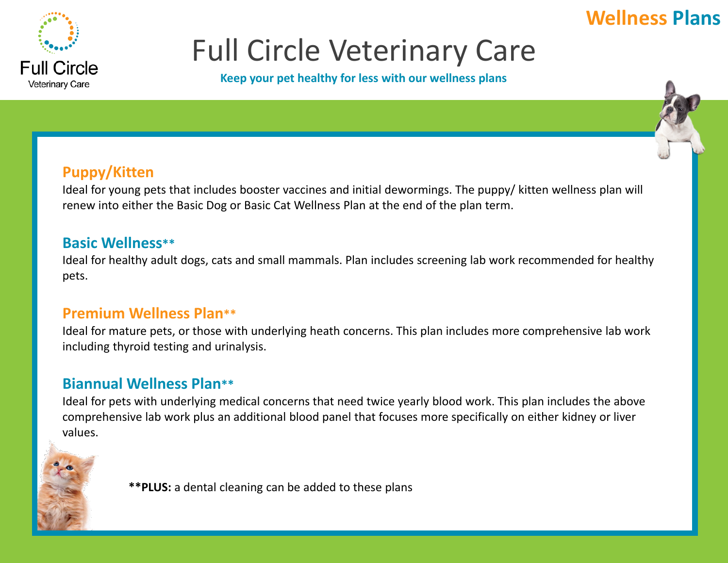Wellness Plans

# Full Circle Veterinary Care

**Keep your pet healthy for less with our wellness plans**

## Puppy/Kitten

Ideal for young pets that includes booster vaccines and initial dewormings. The puppy/ kitten wellness plan will renew into either the Basic Dog or Basic Cat Wellness Plan at the end of the plan term.

## Basic Wellness**

Ideal for healthy adult dogs, cats and small mammals. Plan includes screening lab work recommended for healthy pets.

## Premium Wellness Plan**

Ideal for mature pets, or those with underlying heath concerns. This plan includes more comprehensive lab work including thyroid testing and urinalysis.

## Biannual Wellness Plan**

Ideal for pets with underlying medical concerns that need twice yearly blood work. This plan includes the above comprehensive lab work plus an additional blood panel that focuses more specifically on either kidney or liver values.

****PLUS:** a dental cleaning can be added to these plans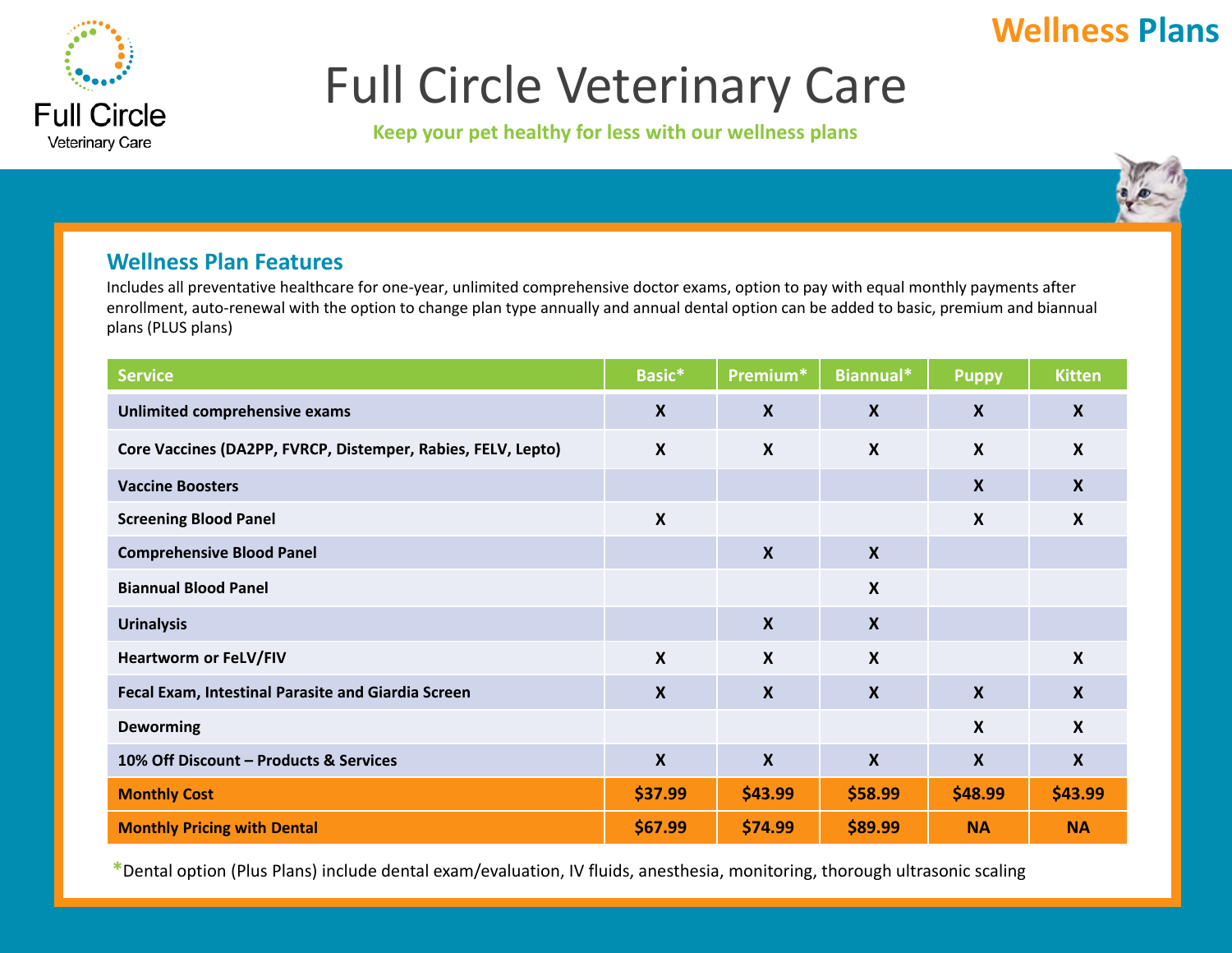Wellness Plans

Full Circle Veterinary Care

# Full Circle Veterinary Care

**Keep your pet healthy for less with our wellness plans**

## Wellness Plan Features

Includes all preventative healthcare for one-year, unlimited comprehensive doctor exams, option to pay with equal monthly payments after enrollment, auto-renewal with the option to change plan type annually and annual dental option can be added to basic, premium and biannual plans (PLUS plans)

| Service | Basic* | Premium* | Biannual* | Puppy | Kitten |
|---|---|---|---|---|---|
| Unlimited comprehensive exams | X | X | X | X | X |
| Core Vaccines (DA2PP, FVRCP, Distemper, Rabies, FELV, Lepto) | X | X | X | X | X |
| Vaccine Boosters | | | | X | X |
| Screening Blood Panel | X | | | X | X |
| Comprehensive Blood Panel | | X | X | | |
| Biannual Blood Panel | | | X | | |
| Urinalysis | | X | X | | |
| Heartworm or FeLV/FIV | X | X | X | | X |
| Fecal Exam, Intestinal Parasite and Giardia Screen | X | X | X | X | X |
| Deworming | | | | X | X |
| 10% Off Discount – Products & Services | X | X | X | X | X |
| **Monthly Cost** | **$37.99** | **$43.99** | **$58.99** | **$48.99** | **$43.99** |
| **Monthly Pricing with Dental** | **$67.99** | **$74.99** | **$89.99** | **NA** | **NA** |

*Dental option (Plus Plans) include dental exam/evaluation, IV fluids, anesthesia, monitoring, thorough ultrasonic scaling